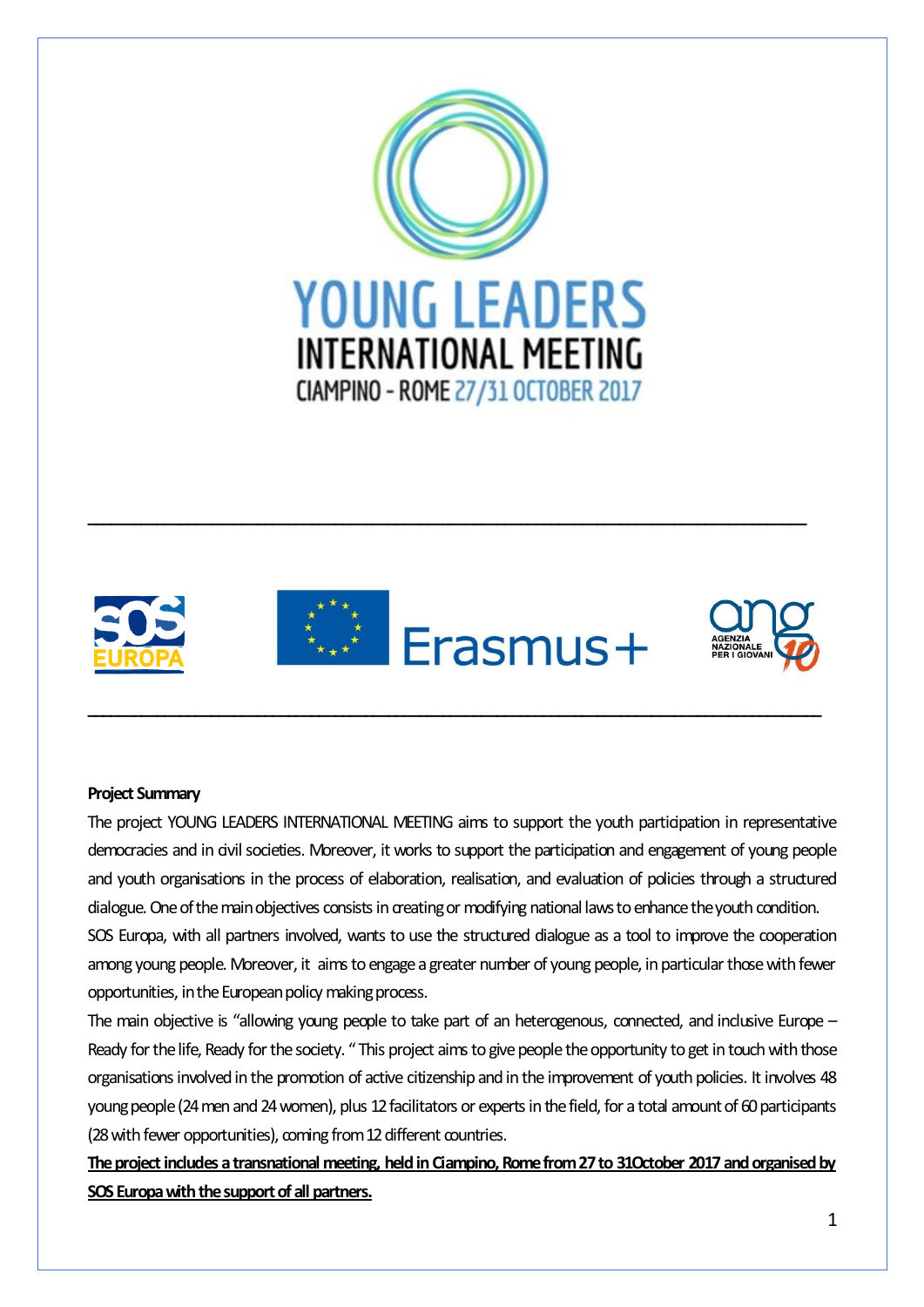# YOUNG LEADERS INTERNATIONAL MEETING

CIAMPINO - ROME 27/31 OCTOBER 2017

---

---

**Project Summary**

The project YOUNG LEADERS INTERNATIONAL MEETING aims to support the youth participation in representative democracies and in civil societies. Moreover, it works to support the participation and engagement of young people and youth organisations in the process of elaboration, realisation, and evaluation of policies through a structured dialogue. One of the main objectives consists in creating or modifying national laws to enhance the youth condition.

SOS Europa, with all partners involved, wants to use the structured dialogue as a tool to improve the cooperation among young people. Moreover, it aims to engage a greater number of young people, in particular those with fewer opportunities, in the European policy making process.

The main objective is "allowing young people to take part of an heterogenous, connected, and inclusive Europe – Ready for the life, Ready for the society. " This project aims to give people the opportunity to get in touch with those organisations involved in the promotion of active citizenship and in the improvement of youth policies. It involves 48 young people (24 men and 24 women), plus 12 facilitators or experts in the field, for a total amount of 60 participants (28 with fewer opportunities), coming from 12 different countries.

**The project includes a transnational meeting, held in Ciampino, Rome from 27 to 31October 2017 and organised by SOS Europa with the support of all partners.**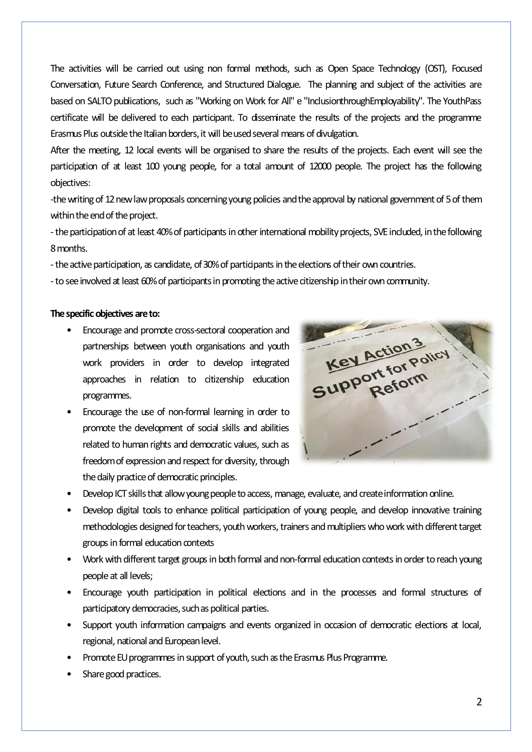The activities will be carried out using non formal methods, such as Open Space Technology (OST), Focused Conversation, Future Search Conference, and Structured Dialogue. The planning and subject of the activities are based on SALTO publications, such as "Working on Work for All" e "InclusionthroughEmployability". The YouthPass certificate will be delivered to each participant. To disseminate the results of the projects and the programme Erasmus Plus outside the Italian borders, it will be used several means of divulgation.

After the meeting, 12 local events will be organised to share the results of the projects. Each event will see the participation of at least 100 young people, for a total amount of 12000 people. The project has the following objectives:

-the writing of 12 new law proposals concerning young policies and the approval by national government of 5 of them within the end of the project.

- the participation of at least 40% of participants in other international mobility projects, SVE included, in the following 8 months.

- the active participation, as candidate, of 30% of participants in the elections of their own countries.

- to see involved at least 60% of participants in promoting the active citizenship in their own community.

**The specific objectives are to:**

- Encourage and promote cross-sectoral cooperation and partnerships between youth organisations and youth work providers in order to develop integrated approaches in relation to citizenship education programmes.
- Encourage the use of non-formal learning in order to promote the development of social skills and abilities related to human rights and democratic values, such as freedom of expression and respect for diversity, through the daily practice of democratic principles.
- Develop ICT skills that allow young people to access, manage, evaluate, and create information online.
- Develop digital tools to enhance political participation of young people, and develop innovative training methodologies designed for teachers, youth workers, trainers and multipliers who work with different target groups in formal education contexts
- Work with different target groups in both formal and non-formal education contexts in order to reach young people at all levels;
- Encourage youth participation in political elections and in the processes and formal structures of participatory democracies, such as political parties.
- Support youth information campaigns and events organized in occasion of democratic elections at local, regional, national and European level.
- Promote EU programmes in support of youth, such as the Erasmus Plus Programme.
- Share good practices.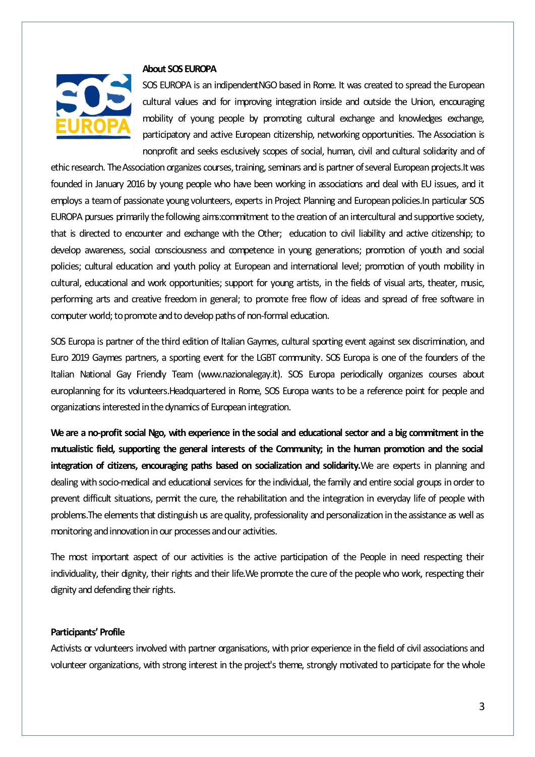**About SOS EUROPA**

SOS EUROPA is an indipendentNGO based in Rome. It was created to spread the European cultural values and for improving integration inside and outside the Union, encouraging mobility of young people by promoting cultural exchange and knowledges exchange, participatory and active European citizenship, networking opportunities. The Association is nonprofit and seeks esclusively scopes of social, human, civil and cultural solidarity and of ethic research. The Association organizes courses, training, seminars and is partner of several European projects.It was founded in January 2016 by young people who have been working in associations and deal with EU issues, and it employs a team of passionate young volunteers, experts in Project Planning and European policies.In particular SOS EUROPA pursues primarily the following aims:commitment to the creation of an intercultural and supportive society, that is directed to encounter and exchange with the Other; education to civil liability and active citizenship; to develop awareness, social consciousness and competence in young generations; promotion of youth and social policies; cultural education and youth policy at European and international level; promotion of youth mobility in cultural, educational and work opportunities; support for young artists, in the fields of visual arts, theater, music, performing arts and creative freedom in general; to promote free flow of ideas and spread of free software in computer world; to promote and to develop paths of non-formal education.

SOS Europa is partner of the third edition of Italian Gaymes, cultural sporting event against sex discrimination, and Euro 2019 Gaymes partners, a sporting event for the LGBT community. SOS Europa is one of the founders of the Italian National Gay Friendly Team (www.nazionalegay.it). SOS Europa periodically organizes courses about europlanning for its volunteers.Headquartered in Rome, SOS Europa wants to be a reference point for people and organizations interested in the dynamics of European integration.

**We are a no-profit social Ngo, with experience in the social and educational sector and a big commitment in the mutualistic field, supporting the general interests of the Community; in the human promotion and the social integration of citizens, encouraging paths based on socialization and solidarity.** We are experts in planning and dealing with socio-medical and educational services for the individual, the family and entire social groups in order to prevent difficult situations, permit the cure, the rehabilitation and the integration in everyday life of people with problems.The elements that distinguish us are quality, professionality and personalization in the assistance as well as monitoring and innovation in our processes and our activities.

The most important aspect of our activities is the active participation of the People in need respecting their individuality, their dignity, their rights and their life.We promote the cure of the people who work, respecting their dignity and defending their rights.

**Participants' Profile**

Activists or volunteers involved with partner organisations, with prior experience in the field of civil associations and volunteer organizations, with strong interest in the project's theme, strongly motivated to participate for the whole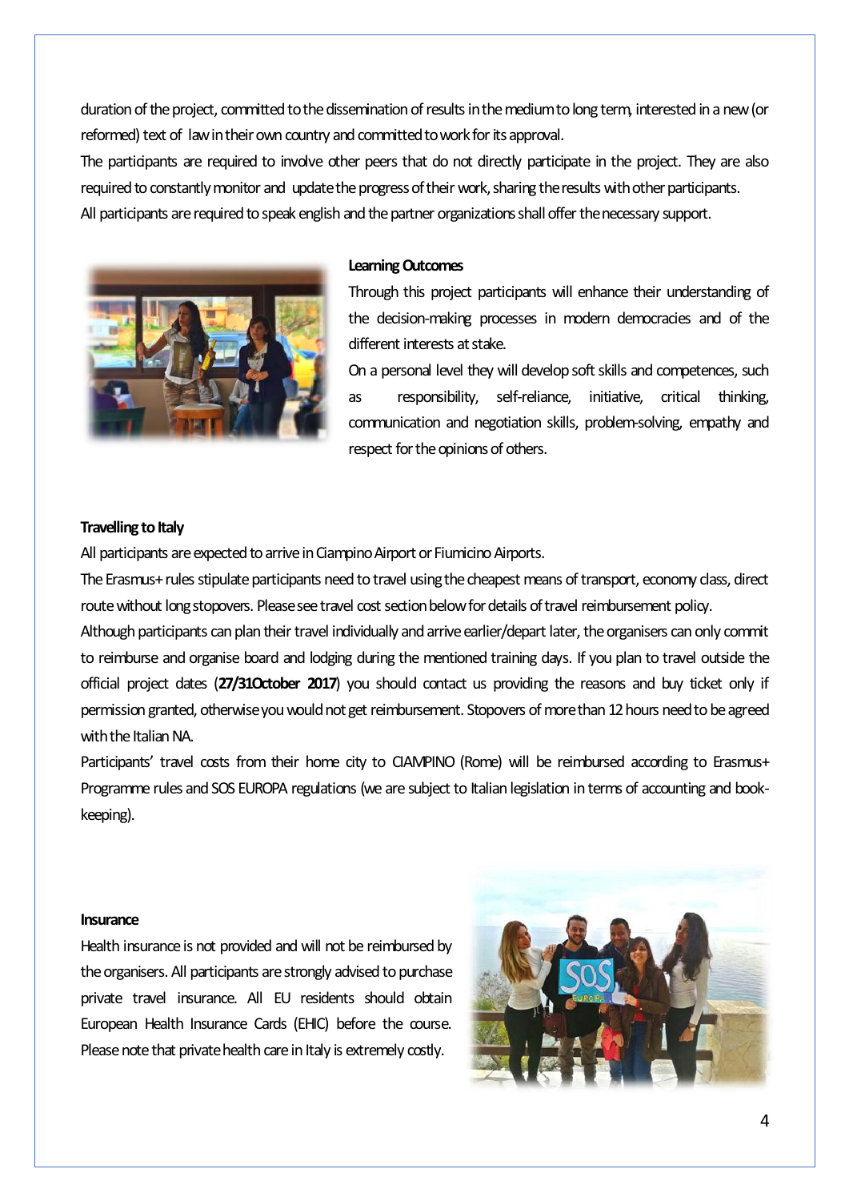duration of the project, committed to the dissemination of results in the medium to long term, interested in a new (or reformed) text of law in their own country and committed to work for its approval.

The participants are required to involve other peers that do not directly participate in the project. They are also required to constantly monitor and update the progress of their work, sharing the results with other participants.

All participants are required to speak english and the partner organizations shall offer the necessary support.

**Learning Outcomes**

Through this project participants will enhance their understanding of the decision-making processes in modern democracies and of the different interests at stake.

On a personal level they will develop soft skills and competences, such as responsibility, self-reliance, initiative, critical thinking, communication and negotiation skills, problem-solving, empathy and respect for the opinions of others.

**Travelling to Italy**

All participants are expected to arrive in Ciampino Airport or Fiumicino Airports.

The Erasmus+ rules stipulate participants need to travel using the cheapest means of transport, economy class, direct route without long stopovers. Please see travel cost section below for details of travel reimbursement policy.

Although participants can plan their travel individually and arrive earlier/depart later, the organisers can only commit to reimburse and organise board and lodging during the mentioned training days. If you plan to travel outside the official project dates (**27/31October 2017**) you should contact us providing the reasons and buy ticket only if permission granted, otherwise you would not get reimbursement. Stopovers of more than 12 hours need to be agreed with the Italian NA.

Participants' travel costs from their home city to CIAMPINO (Rome) will be reimbursed according to Erasmus+ Programme rules and SOS EUROPA regulations (we are subject to Italian legislation in terms of accounting and book-keeping).

**Insurance**

Health insurance is not provided and will not be reimbursed by the organisers. All participants are strongly advised to purchase private travel insurance. All EU residents should obtain European Health Insurance Cards (EHIC) before the course. Please note that private health care in Italy is extremely costly.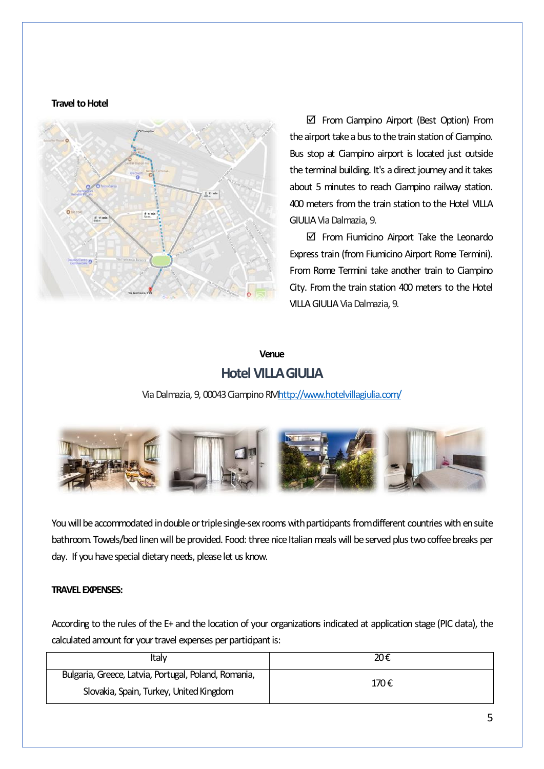**Travel to Hotel**

☑ From Ciampino Airport (Best Option) From the airport take a bus to the train station of Ciampino. Bus stop at Ciampino airport is located just outside the terminal building. It's a direct journey and it takes about 5 minutes to reach Ciampino railway station. 400 meters from the train station to the Hotel VILLA GIULIA Via Dalmazia, 9.

☑ From Fiumicino Airport Take the Leonardo Express train (from Fiumicino Airport Rome Termini). From Rome Termini take another train to Ciampino City. From the train station 400 meters to the Hotel VILLA GIULIA Via Dalmazia, 9.

**Venue**

## Hotel VILLA GIULIA

Via Dalmazia, 9, 00043 Ciampino RM http://www.hotelvillagiulia.com/

You will be accommodated in double or triple single-sex rooms with participants from different countries with en suite bathroom. Towels/bed linen will be provided. Food: three nice Italian meals will be served plus two coffee breaks per day. If you have special dietary needs, please let us know.

**TRAVEL EXPENSES:**

According to the rules of the E+ and the location of your organizations indicated at application stage (PIC data), the calculated amount for your travel expenses per participant is:

| Italy | 20 € |
|---|---|
| Bulgaria, Greece, Latvia, Portugal, Poland, Romania, Slovakia, Spain, Turkey, United Kingdom | 170 € |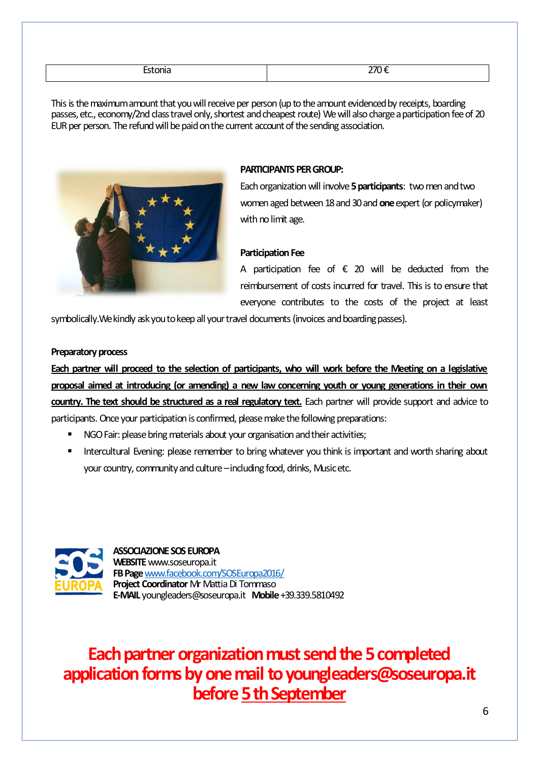| | |
|---|---|
| Estonia | 270 € |

This is the maximum amount that you will receive per person (up to the amount evidenced by receipts, boarding passes, etc., economy/2nd class travel only, shortest and cheapest route) We will also charge a participation fee of 20 EUR per person. The refund will be paid on the current account of the sending association.

**PARTICIPANTS PER GROUP:**

Each organization will involve **5 participants**: two men and two women aged between 18 and 30 and **one** expert (or policymaker) with no limit age.

**Participation Fee**

A participation fee of € 20 will be deducted from the reimbursement of costs incurred for travel. This is to ensure that everyone contributes to the costs of the project at least symbolically.We kindly ask you to keep all your travel documents (invoices and boarding passes).

**Preparatory process**

**Each partner will proceed to the selection of participants, who will work before the Meeting on a legislative proposal aimed at introducing (or amending) a new law concerning youth or young generations in their own country. The text should be structured as a real regulatory text.** Each partner will provide support and advice to participants. Once your participation is confirmed, please make the following preparations:

- NGO Fair: please bring materials about your organisation and their activities;
- Intercultural Evening: please remember to bring whatever you think is important and worth sharing about your country, community and culture – including food, drinks, Music etc.

**ASSOCIAZIONE SOS EUROPA**
**WEBSITE** www.soseuropa.it
**FB Page** www.facebook.com/SOSEuropa2016/
**Project Coordinator** Mr Mattia Di Tommaso
**E-MAIL** youngleaders@soseuropa.it **Mobile** +39.339.5810492

**Each partner organization must send the 5 completed application forms by one mail to youngleaders@soseuropa.it before 5 th September**